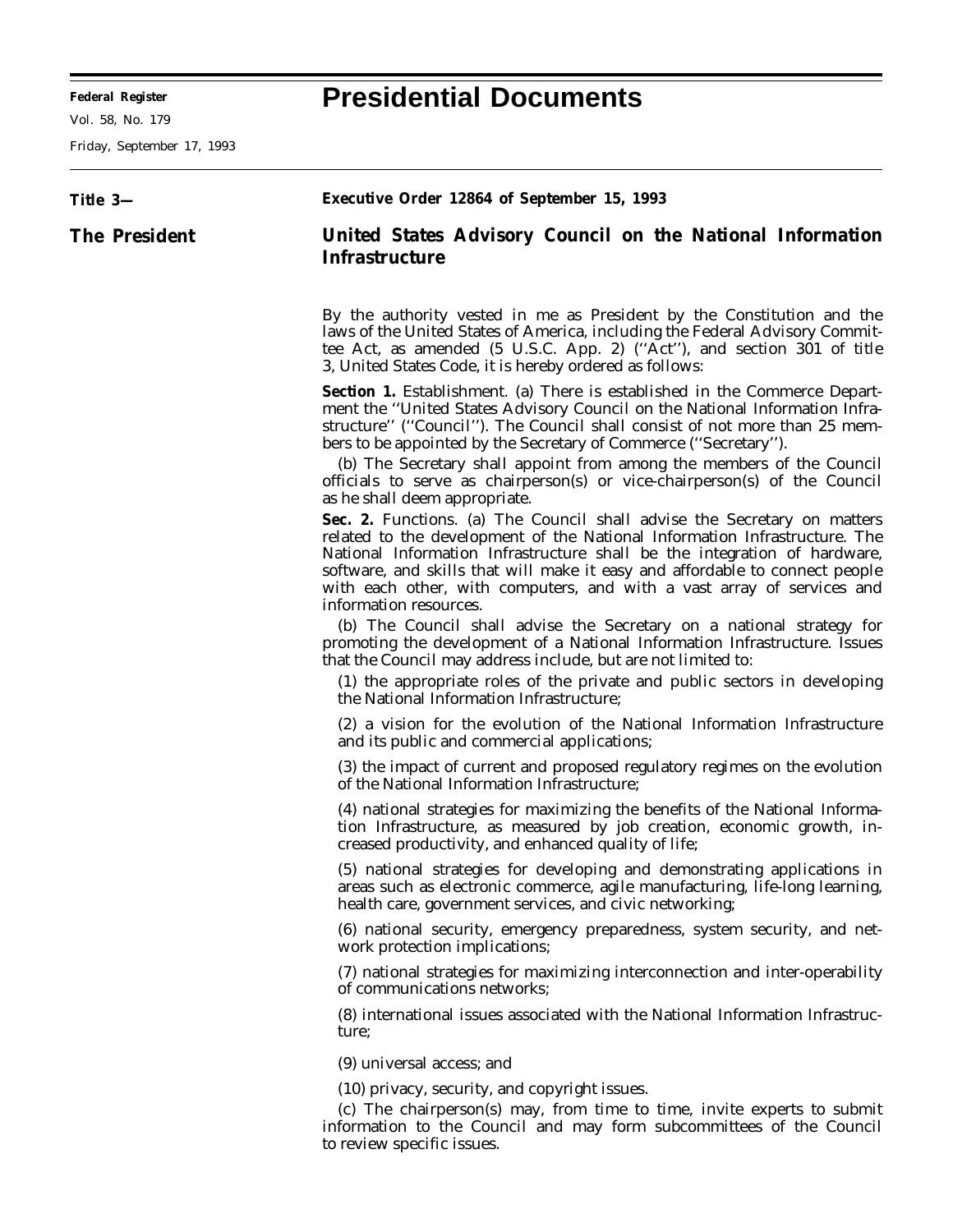# Presidential Documents

**Title 3—**

**The President**

**Executive Order 12864 of September 15, 1993**

## United States Advisory Council on the National Information Infrastructure

By the authority vested in me as President by the Constitution and the laws of the United States of America, including the Federal Advisory Committee Act, as amended (5 U.S.C. App. 2) (''Act''), and section 301 of title 3, United States Code, it is hereby ordered as follows:

**Section 1.** Establishment. (a) There is established in the Commerce Department the ''United States Advisory Council on the National Information Infrastructure'' (''Council''). The Council shall consist of not more than 25 members to be appointed by the Secretary of Commerce (''Secretary'').

(b) The Secretary shall appoint from among the members of the Council officials to serve as chairperson(s) or vice-chairperson(s) of the Council as he shall deem appropriate.

**Sec. 2.** Functions. (a) The Council shall advise the Secretary on matters related to the development of the National Information Infrastructure. The National Information Infrastructure shall be the integration of hardware, software, and skills that will make it easy and affordable to connect people with each other, with computers, and with a vast array of services and information resources.

(b) The Council shall advise the Secretary on a national strategy for promoting the development of a National Information Infrastructure. Issues that the Council may address include, but are not limited to:

(1) the appropriate roles of the private and public sectors in developing the National Information Infrastructure;

(2) a vision for the evolution of the National Information Infrastructure and its public and commercial applications;

(3) the impact of current and proposed regulatory regimes on the evolution of the National Information Infrastructure;

(4) national strategies for maximizing the benefits of the National Information Infrastructure, as measured by job creation, economic growth, increased productivity, and enhanced quality of life;

(5) national strategies for developing and demonstrating applications in areas such as electronic commerce, agile manufacturing, life-long learning, health care, government services, and civic networking;

(6) national security, emergency preparedness, system security, and network protection implications;

(7) national strategies for maximizing interconnection and inter-operability of communications networks;

(8) international issues associated with the National Information Infrastructure;

(9) universal access; and

(10) privacy, security, and copyright issues.

(c) The chairperson(s) may, from time to time, invite experts to submit information to the Council and may form subcommittees of the Council to review specific issues.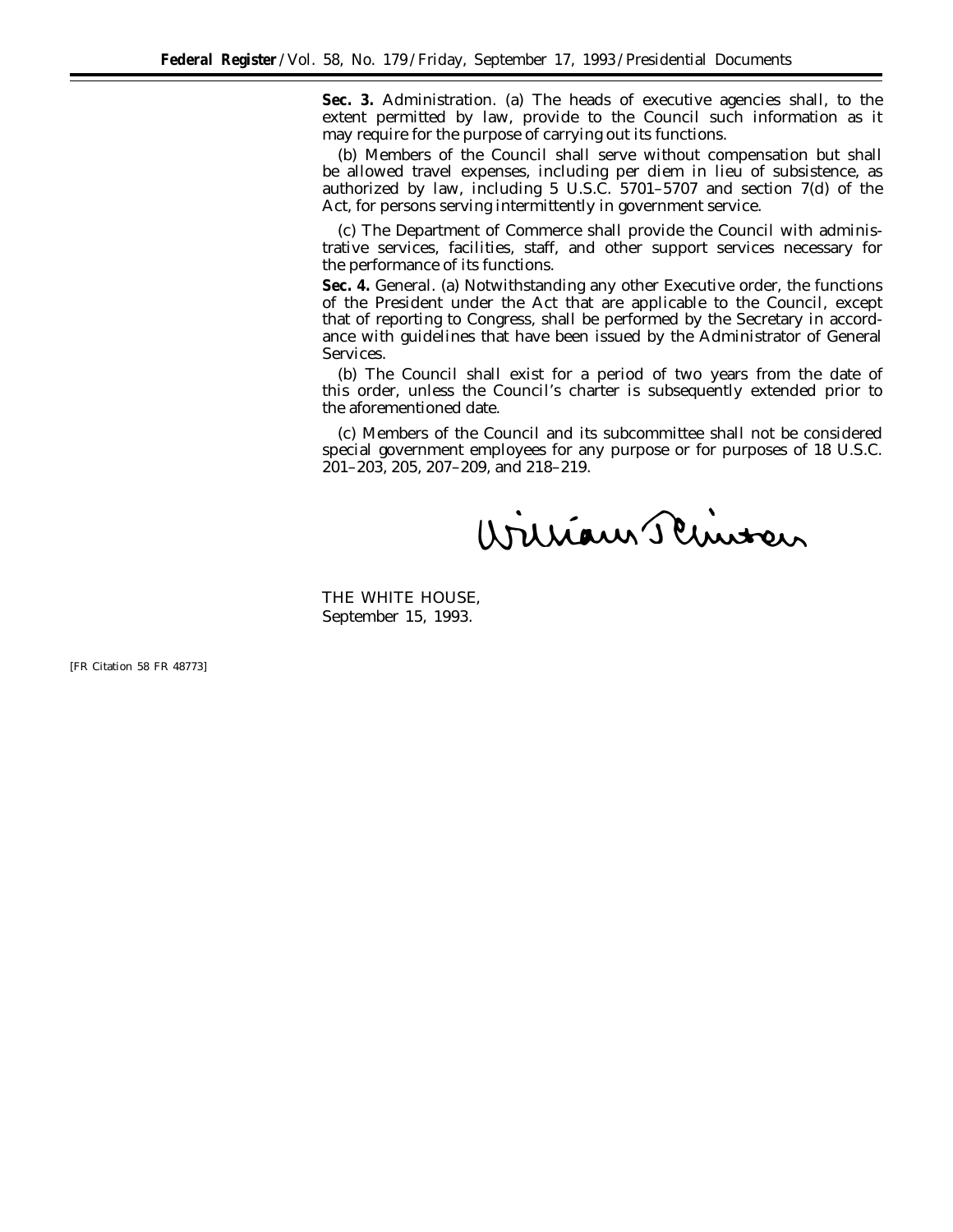**Sec. 3.** Administration. (a) The heads of executive agencies shall, to the extent permitted by law, provide to the Council such information as it may require for the purpose of carrying out its functions.

(b) Members of the Council shall serve without compensation but shall be allowed travel expenses, including per diem in lieu of subsistence, as authorized by law, including 5 U.S.C. 5701–5707 and section 7(d) of the Act, for persons serving intermittently in government service.

(c) The Department of Commerce shall provide the Council with administrative services, facilities, staff, and other support services necessary for the performance of its functions.

**Sec. 4.** General. (a) Notwithstanding any other Executive order, the functions of the President under the Act that are applicable to the Council, except that of reporting to Congress, shall be performed by the Secretary in accordance with guidelines that have been issued by the Administrator of General Services.

(b) The Council shall exist for a period of two years from the date of this order, unless the Council's charter is subsequently extended prior to the aforementioned date.

(c) Members of the Council and its subcommittee shall not be considered special government employees for any purpose or for purposes of 18 U.S.C. 201–203, 205, 207–209, and 218–219.

William J. Clinton

THE WHITE HOUSE,
September 15, 1993.

[FR Citation 58 FR 48773]